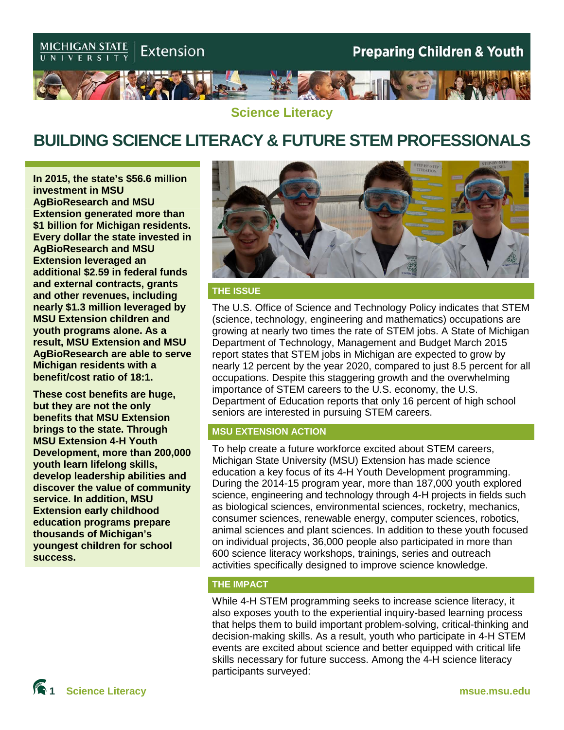Michigan State University Extension

Preparing Children & Youth

Science Literacy

# BUILDING SCIENCE LITERACY & FUTURE STEM PROFESSIONALS

**In 2015, the state's $56.6 million investment in MSU AgBioResearch and MSU Extension generated more than $1 billion for Michigan residents. Every dollar the state invested in AgBioResearch and MSU Extension leveraged an additional $2.59 in federal funds and external contracts, grants and other revenues, including nearly $1.3 million leveraged by MSU Extension children and youth programs alone. As a result, MSU Extension and MSU AgBioResearch are able to serve Michigan residents with a benefit/cost ratio of 18:1.**

**These cost benefits are huge, but they are not the only benefits that MSU Extension brings to the state. Through MSU Extension 4-H Youth Development, more than 200,000 youth learn lifelong skills, develop leadership abilities and discover the value of community service. In addition, MSU Extension early childhood education programs prepare thousands of Michigan's youngest children for school success.**

## THE ISSUE

The U.S. Office of Science and Technology Policy indicates that STEM (science, technology, engineering and mathematics) occupations are growing at nearly two times the rate of STEM jobs. A State of Michigan Department of Technology, Management and Budget March 2015 report states that STEM jobs in Michigan are expected to grow by nearly 12 percent by the year 2020, compared to just 8.5 percent for all occupations. Despite this staggering growth and the overwhelming importance of STEM careers to the U.S. economy, the U.S. Department of Education reports that only 16 percent of high school seniors are interested in pursuing STEM careers.

## MSU EXTENSION ACTION

To help create a future workforce excited about STEM careers, Michigan State University (MSU) Extension has made science education a key focus of its 4-H Youth Development programming. During the 2014-15 program year, more than 187,000 youth explored science, engineering and technology through 4-H projects in fields such as biological sciences, environmental sciences, rocketry, mechanics, consumer sciences, renewable energy, computer sciences, robotics, animal sciences and plant sciences. In addition to these youth focused on individual projects, 36,000 people also participated in more than 600 science literacy workshops, trainings, series and outreach activities specifically designed to improve science knowledge.

## THE IMPACT

While 4-H STEM programming seeks to increase science literacy, it also exposes youth to the experiential inquiry-based learning process that helps them to build important problem-solving, critical-thinking and decision-making skills. As a result, youth who participate in 4-H STEM events are excited about science and better equipped with critical life skills necessary for future success. Among the 4-H science literacy participants surveyed: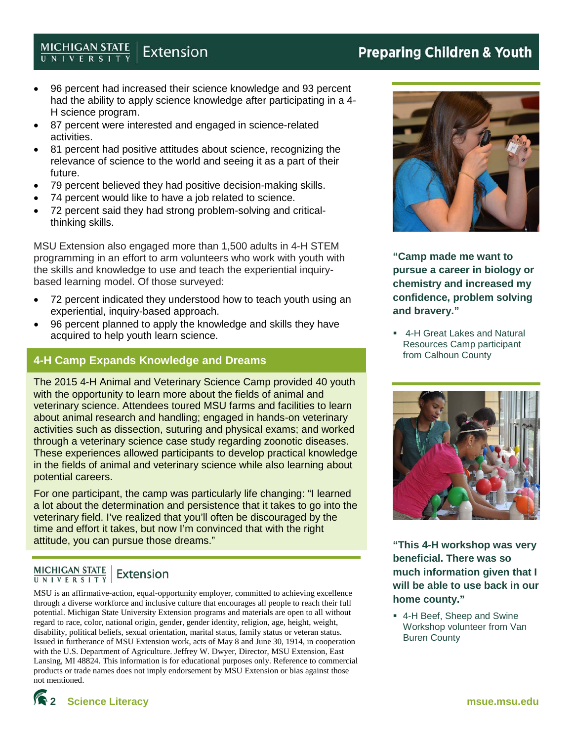- 96 percent had increased their science knowledge and 93 percent had the ability to apply science knowledge after participating in a 4-H science program.
- 87 percent were interested and engaged in science-related activities.
- 81 percent had positive attitudes about science, recognizing the relevance of science to the world and seeing it as a part of their future.
- 79 percent believed they had positive decision-making skills.
- 74 percent would like to have a job related to science.
- 72 percent said they had strong problem-solving and critical-thinking skills.

MSU Extension also engaged more than 1,500 adults in 4-H STEM programming in an effort to arm volunteers who work with youth with the skills and knowledge to use and teach the experiential inquiry-based learning model. Of those surveyed:

- 72 percent indicated they understood how to teach youth using an experiential, inquiry-based approach.
- 96 percent planned to apply the knowledge and skills they have acquired to help youth learn science.

## 4-H Camp Expands Knowledge and Dreams

The 2015 4-H Animal and Veterinary Science Camp provided 40 youth with the opportunity to learn more about the fields of animal and veterinary science. Attendees toured MSU farms and facilities to learn about animal research and handling; engaged in hands-on veterinary activities such as dissection, suturing and physical exams; and worked through a veterinary science case study regarding zoonotic diseases. These experiences allowed participants to develop practical knowledge in the fields of animal and veterinary science while also learning about potential careers.

For one participant, the camp was particularly life changing: "I learned a lot about the determination and persistence that it takes to go into the veterinary field. I've realized that you'll often be discouraged by the time and effort it takes, but now I'm convinced that with the right attitude, you can pursue those dreams."

**"Camp made me want to pursue a career in biology or chemistry and increased my confidence, problem solving and bravery."**

- 4-H Great Lakes and Natural Resources Camp participant from Calhoun County

**"This 4-H workshop was very beneficial. There was so much information given that I will be able to use back in our home county."**

- 4-H Beef, Sheep and Swine Workshop volunteer from Van Buren County

MICHIGAN STATE UNIVERSITY | Extension

MSU is an affirmative-action, equal-opportunity employer, committed to achieving excellence through a diverse workforce and inclusive culture that encourages all people to reach their full potential. Michigan State University Extension programs and materials are open to all without regard to race, color, national origin, gender, gender identity, religion, age, height, weight, disability, political beliefs, sexual orientation, marital status, family status or veteran status. Issued in furtherance of MSU Extension work, acts of May 8 and June 30, 1914, in cooperation with the U.S. Department of Agriculture. Jeffrey W. Dwyer, Director, MSU Extension, East Lansing, MI 48824. This information is for educational purposes only. Reference to commercial products or trade names does not imply endorsement by MSU Extension or bias against those not mentioned.